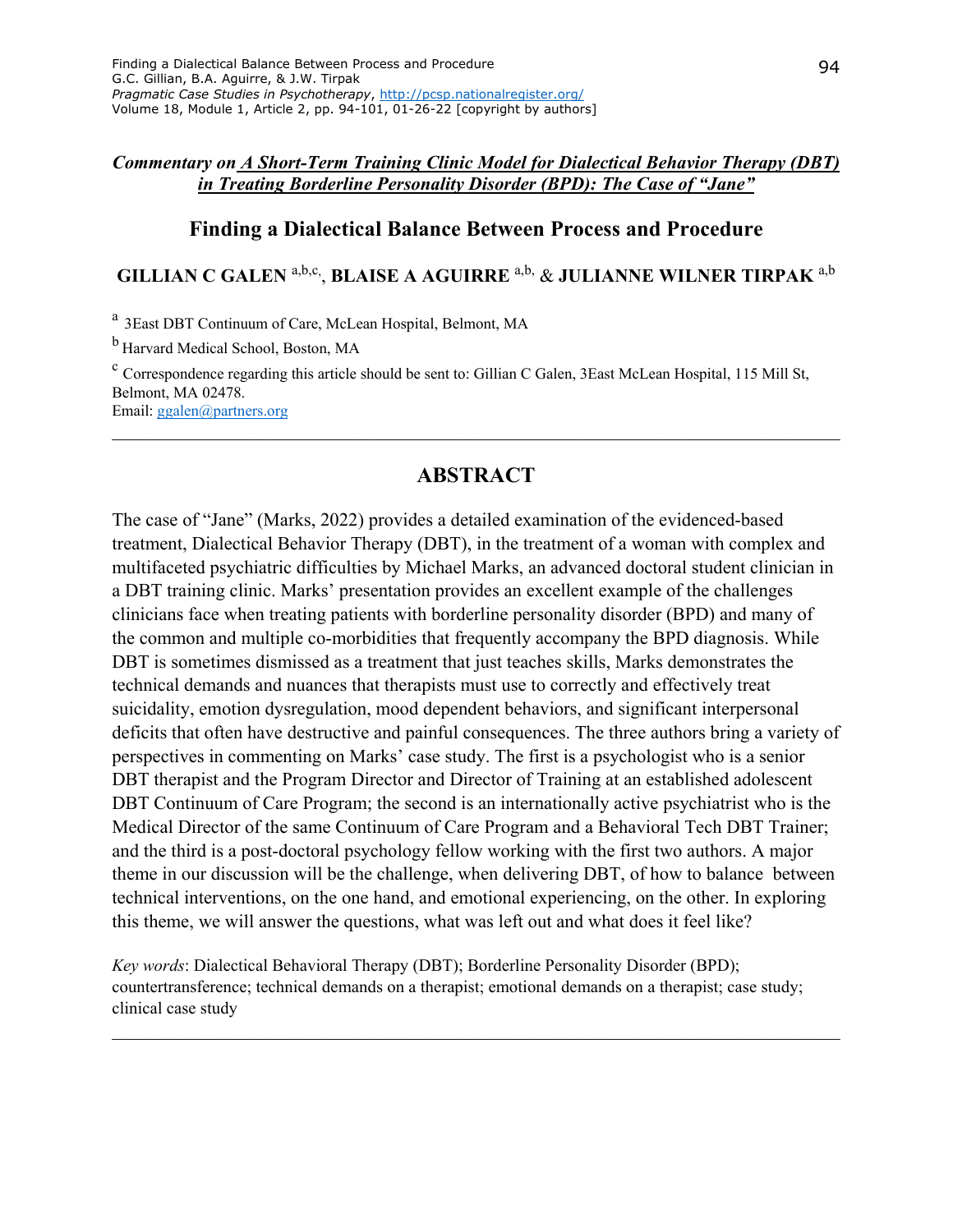*Commentary on A Short-Term Training Clinic Model for Dialectical Behavior Therapy (DBT) in Treating Borderline Personality Disorder (BPD): The Case of "Jane"*

# Finding a Dialectical Balance Between Process and Procedure

**GILLIAN C GALEN** [a,b,c], **BLAISE A AGUIRRE** [a,b] & **JULIANNE WILNER TIRPAK** [a,b]

[a] 3East DBT Continuum of Care, McLean Hospital, Belmont, MA

[b] Harvard Medical School, Boston, MA

[c] Correspondence regarding this article should be sent to: Gillian C Galen, 3East McLean Hospital, 115 Mill St, Belmont, MA 02478.
Email: ggalen@partners.org

---

## ABSTRACT

The case of "Jane" (Marks, 2022) provides a detailed examination of the evidenced-based treatment, Dialectical Behavior Therapy (DBT), in the treatment of a woman with complex and multifaceted psychiatric difficulties by Michael Marks, an advanced doctoral student clinician in a DBT training clinic. Marks' presentation provides an excellent example of the challenges clinicians face when treating patients with borderline personality disorder (BPD) and many of the common and multiple co-morbidities that frequently accompany the BPD diagnosis. While DBT is sometimes dismissed as a treatment that just teaches skills, Marks demonstrates the technical demands and nuances that therapists must use to correctly and effectively treat suicidality, emotion dysregulation, mood dependent behaviors, and significant interpersonal deficits that often have destructive and painful consequences. The three authors bring a variety of perspectives in commenting on Marks' case study. The first is a psychologist who is a senior DBT therapist and the Program Director and Director of Training at an established adolescent DBT Continuum of Care Program; the second is an internationally active psychiatrist who is the Medical Director of the same Continuum of Care Program and a Behavioral Tech DBT Trainer; and the third is a post-doctoral psychology fellow working with the first two authors. A major theme in our discussion will be the challenge, when delivering DBT, of how to balance between technical interventions, on the one hand, and emotional experiencing, on the other. In exploring this theme, we will answer the questions, what was left out and what does it feel like?

*Key words*: Dialectical Behavioral Therapy (DBT); Borderline Personality Disorder (BPD); countertransference; technical demands on a therapist; emotional demands on a therapist; case study; clinical case study

---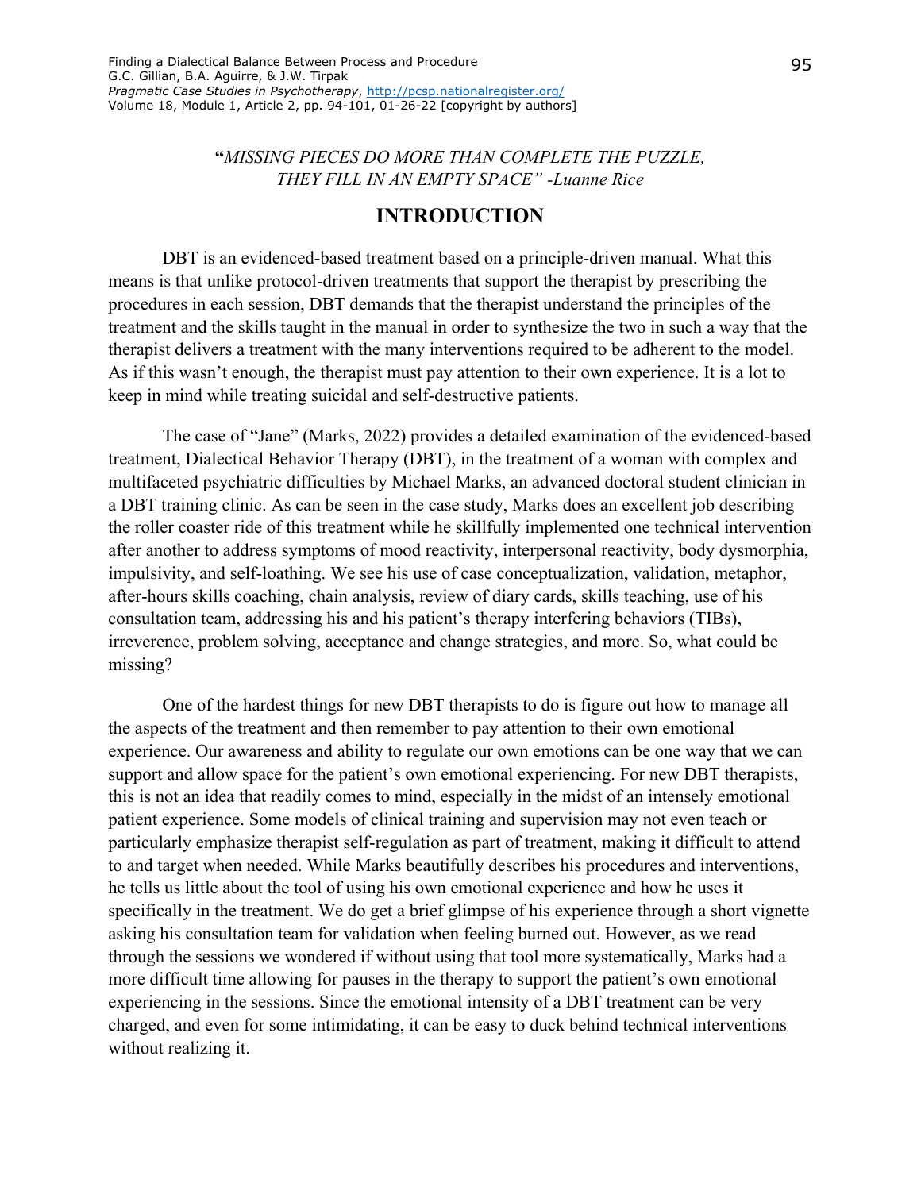**"*MISSING PIECES DO MORE THAN COMPLETE THE PUZZLE, THEY FILL IN AN EMPTY SPACE" -Luanne Rice***

## INTRODUCTION

DBT is an evidenced-based treatment based on a principle-driven manual. What this means is that unlike protocol-driven treatments that support the therapist by prescribing the procedures in each session, DBT demands that the therapist understand the principles of the treatment and the skills taught in the manual in order to synthesize the two in such a way that the therapist delivers a treatment with the many interventions required to be adherent to the model. As if this wasn't enough, the therapist must pay attention to their own experience. It is a lot to keep in mind while treating suicidal and self-destructive patients.

The case of "Jane" (Marks, 2022) provides a detailed examination of the evidenced-based treatment, Dialectical Behavior Therapy (DBT), in the treatment of a woman with complex and multifaceted psychiatric difficulties by Michael Marks, an advanced doctoral student clinician in a DBT training clinic. As can be seen in the case study, Marks does an excellent job describing the roller coaster ride of this treatment while he skillfully implemented one technical intervention after another to address symptoms of mood reactivity, interpersonal reactivity, body dysmorphia, impulsivity, and self-loathing. We see his use of case conceptualization, validation, metaphor, after-hours skills coaching, chain analysis, review of diary cards, skills teaching, use of his consultation team, addressing his and his patient's therapy interfering behaviors (TIBs), irreverence, problem solving, acceptance and change strategies, and more. So, what could be missing?

One of the hardest things for new DBT therapists to do is figure out how to manage all the aspects of the treatment and then remember to pay attention to their own emotional experience. Our awareness and ability to regulate our own emotions can be one way that we can support and allow space for the patient's own emotional experiencing. For new DBT therapists, this is not an idea that readily comes to mind, especially in the midst of an intensely emotional patient experience. Some models of clinical training and supervision may not even teach or particularly emphasize therapist self-regulation as part of treatment, making it difficult to attend to and target when needed. While Marks beautifully describes his procedures and interventions, he tells us little about the tool of using his own emotional experience and how he uses it specifically in the treatment. We do get a brief glimpse of his experience through a short vignette asking his consultation team for validation when feeling burned out. However, as we read through the sessions we wondered if without using that tool more systematically, Marks had a more difficult time allowing for pauses in the therapy to support the patient's own emotional experiencing in the sessions. Since the emotional intensity of a DBT treatment can be very charged, and even for some intimidating, it can be easy to duck behind technical interventions without realizing it.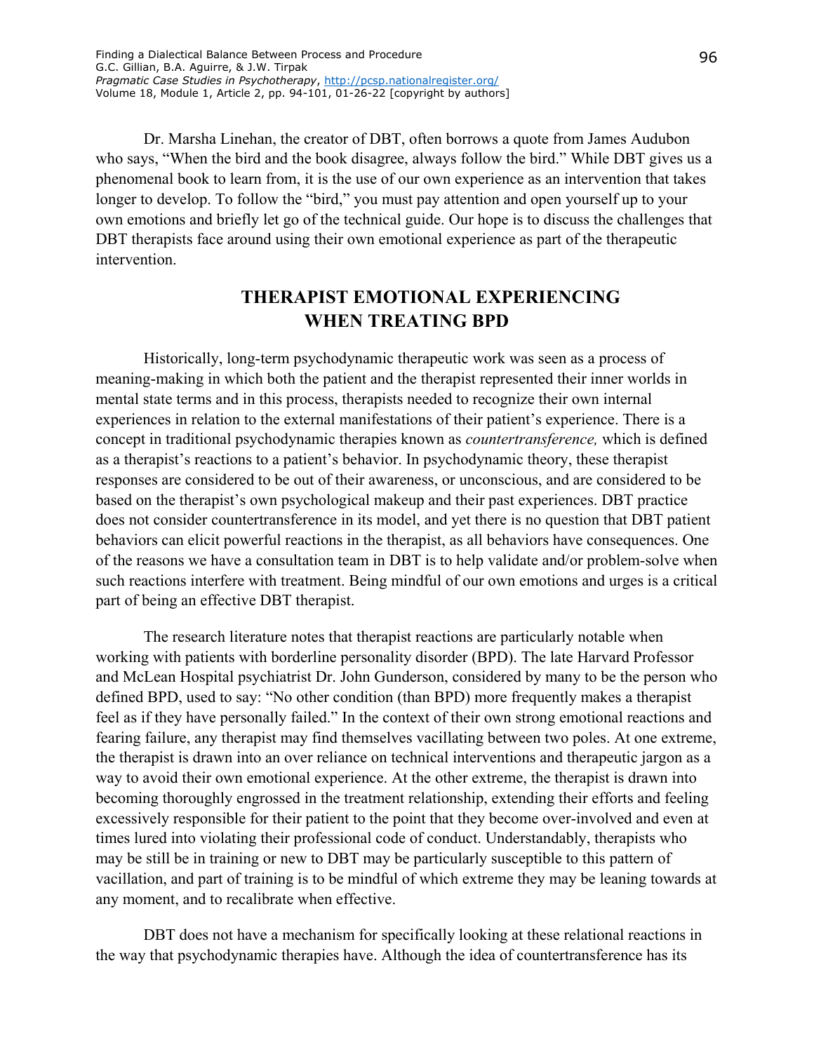Dr. Marsha Linehan, the creator of DBT, often borrows a quote from James Audubon who says, "When the bird and the book disagree, always follow the bird." While DBT gives us a phenomenal book to learn from, it is the use of our own experience as an intervention that takes longer to develop. To follow the "bird," you must pay attention and open yourself up to your own emotions and briefly let go of the technical guide. Our hope is to discuss the challenges that DBT therapists face around using their own emotional experience as part of the therapeutic intervention.

## THERAPIST EMOTIONAL EXPERIENCING WHEN TREATING BPD

Historically, long-term psychodynamic therapeutic work was seen as a process of meaning-making in which both the patient and the therapist represented their inner worlds in mental state terms and in this process, therapists needed to recognize their own internal experiences in relation to the external manifestations of their patient's experience. There is a concept in traditional psychodynamic therapies known as *countertransference,* which is defined as a therapist's reactions to a patient's behavior. In psychodynamic theory, these therapist responses are considered to be out of their awareness, or unconscious, and are considered to be based on the therapist's own psychological makeup and their past experiences. DBT practice does not consider countertransference in its model, and yet there is no question that DBT patient behaviors can elicit powerful reactions in the therapist, as all behaviors have consequences. One of the reasons we have a consultation team in DBT is to help validate and/or problem-solve when such reactions interfere with treatment. Being mindful of our own emotions and urges is a critical part of being an effective DBT therapist.

The research literature notes that therapist reactions are particularly notable when working with patients with borderline personality disorder (BPD). The late Harvard Professor and McLean Hospital psychiatrist Dr. John Gunderson, considered by many to be the person who defined BPD, used to say: "No other condition (than BPD) more frequently makes a therapist feel as if they have personally failed." In the context of their own strong emotional reactions and fearing failure, any therapist may find themselves vacillating between two poles. At one extreme, the therapist is drawn into an over reliance on technical interventions and therapeutic jargon as a way to avoid their own emotional experience. At the other extreme, the therapist is drawn into becoming thoroughly engrossed in the treatment relationship, extending their efforts and feeling excessively responsible for their patient to the point that they become over-involved and even at times lured into violating their professional code of conduct. Understandably, therapists who may be still be in training or new to DBT may be particularly susceptible to this pattern of vacillation, and part of training is to be mindful of which extreme they may be leaning towards at any moment, and to recalibrate when effective.

DBT does not have a mechanism for specifically looking at these relational reactions in the way that psychodynamic therapies have. Although the idea of countertransference has its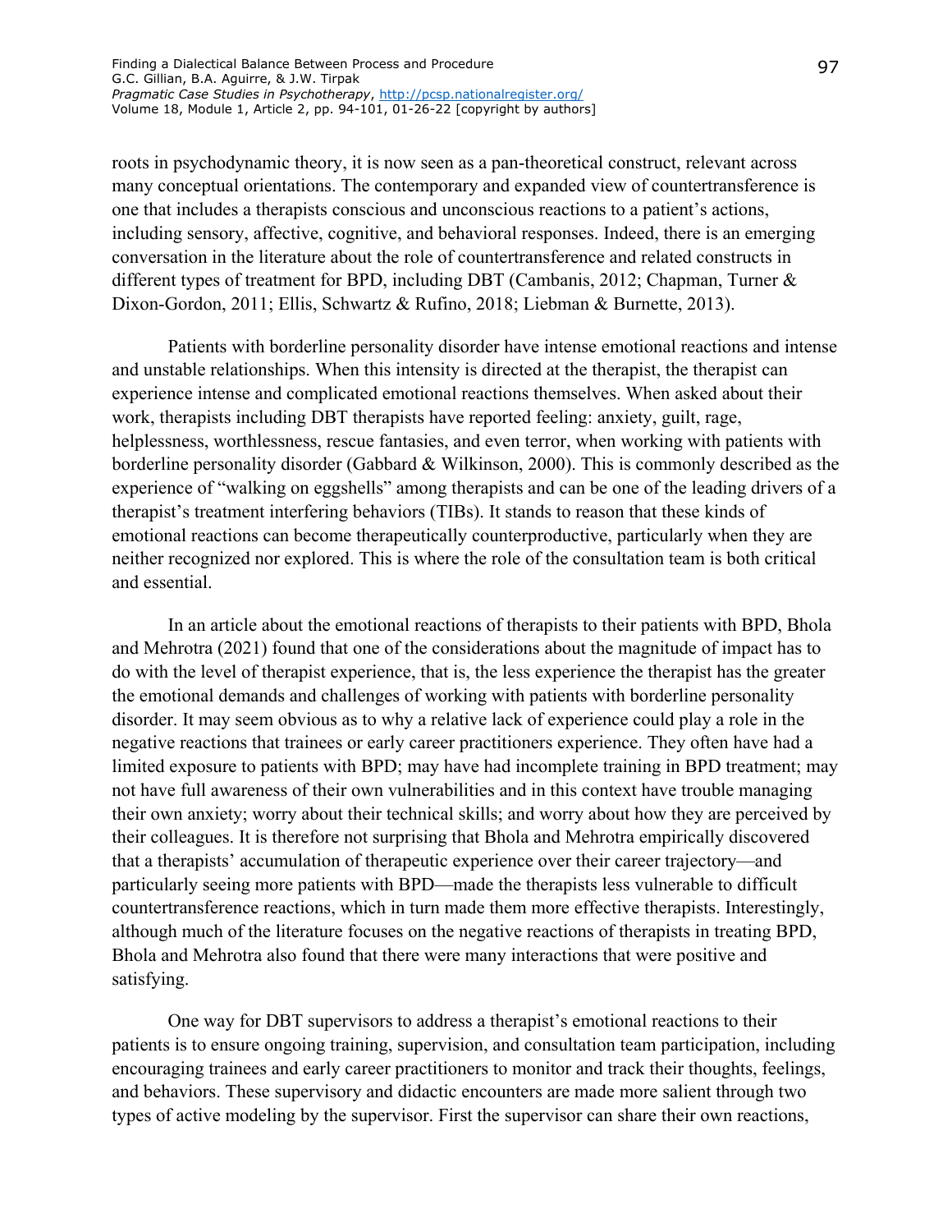roots in psychodynamic theory, it is now seen as a pan-theoretical construct, relevant across many conceptual orientations. The contemporary and expanded view of countertransference is one that includes a therapists conscious and unconscious reactions to a patient's actions, including sensory, affective, cognitive, and behavioral responses. Indeed, there is an emerging conversation in the literature about the role of countertransference and related constructs in different types of treatment for BPD, including DBT (Cambanis, 2012; Chapman, Turner & Dixon-Gordon, 2011; Ellis, Schwartz & Rufino, 2018; Liebman & Burnette, 2013).

Patients with borderline personality disorder have intense emotional reactions and intense and unstable relationships. When this intensity is directed at the therapist, the therapist can experience intense and complicated emotional reactions themselves. When asked about their work, therapists including DBT therapists have reported feeling: anxiety, guilt, rage, helplessness, worthlessness, rescue fantasies, and even terror, when working with patients with borderline personality disorder (Gabbard & Wilkinson, 2000). This is commonly described as the experience of "walking on eggshells" among therapists and can be one of the leading drivers of a therapist's treatment interfering behaviors (TIBs). It stands to reason that these kinds of emotional reactions can become therapeutically counterproductive, particularly when they are neither recognized nor explored. This is where the role of the consultation team is both critical and essential.

In an article about the emotional reactions of therapists to their patients with BPD, Bhola and Mehrotra (2021) found that one of the considerations about the magnitude of impact has to do with the level of therapist experience, that is, the less experience the therapist has the greater the emotional demands and challenges of working with patients with borderline personality disorder. It may seem obvious as to why a relative lack of experience could play a role in the negative reactions that trainees or early career practitioners experience. They often have had a limited exposure to patients with BPD; may have had incomplete training in BPD treatment; may not have full awareness of their own vulnerabilities and in this context have trouble managing their own anxiety; worry about their technical skills; and worry about how they are perceived by their colleagues. It is therefore not surprising that Bhola and Mehrotra empirically discovered that a therapists' accumulation of therapeutic experience over their career trajectory—and particularly seeing more patients with BPD—made the therapists less vulnerable to difficult countertransference reactions, which in turn made them more effective therapists. Interestingly, although much of the literature focuses on the negative reactions of therapists in treating BPD, Bhola and Mehrotra also found that there were many interactions that were positive and satisfying.

One way for DBT supervisors to address a therapist's emotional reactions to their patients is to ensure ongoing training, supervision, and consultation team participation, including encouraging trainees and early career practitioners to monitor and track their thoughts, feelings, and behaviors. These supervisory and didactic encounters are made more salient through two types of active modeling by the supervisor. First the supervisor can share their own reactions,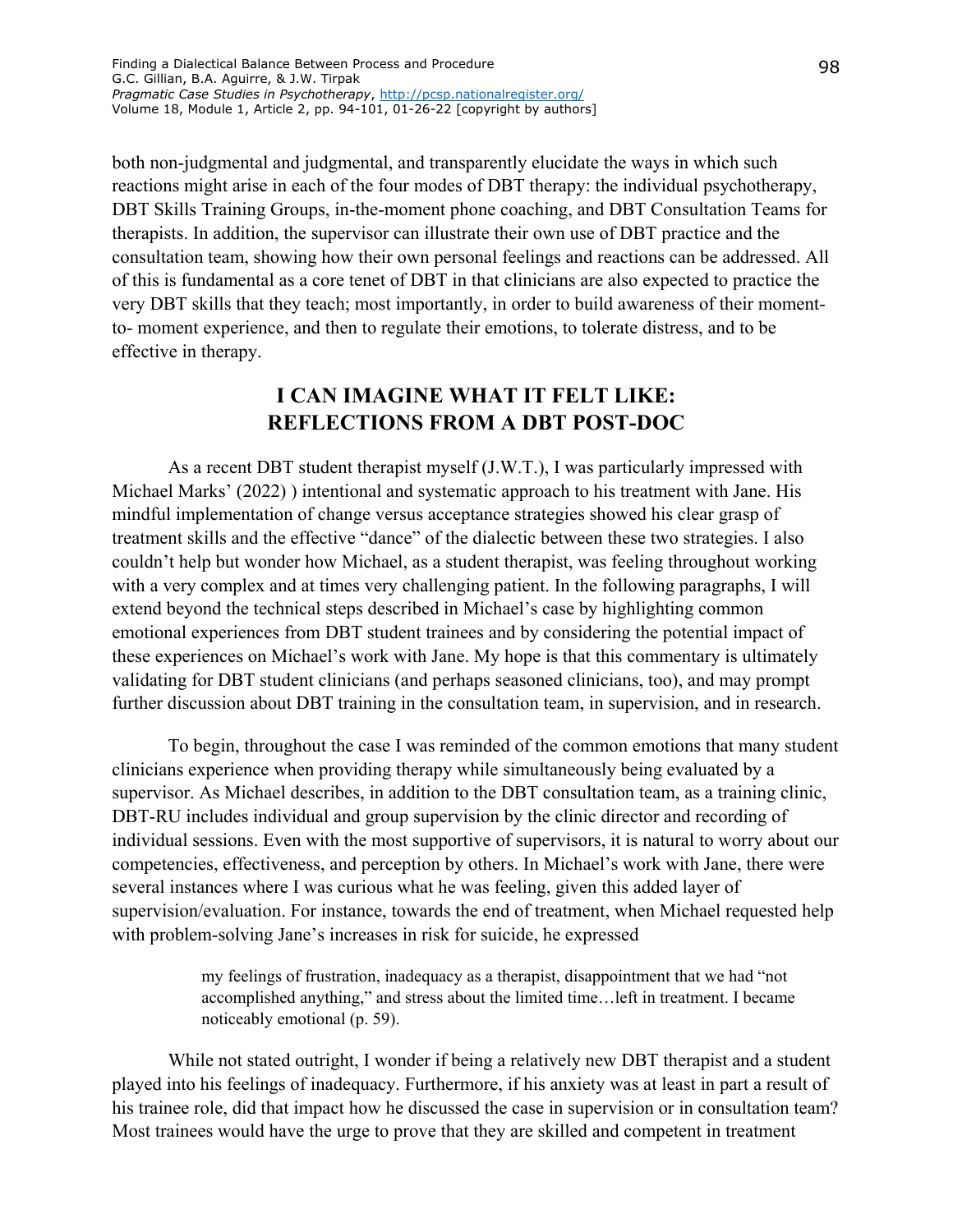both non-judgmental and judgmental, and transparently elucidate the ways in which such reactions might arise in each of the four modes of DBT therapy: the individual psychotherapy, DBT Skills Training Groups, in-the-moment phone coaching, and DBT Consultation Teams for therapists. In addition, the supervisor can illustrate their own use of DBT practice and the consultation team, showing how their own personal feelings and reactions can be addressed. All of this is fundamental as a core tenet of DBT in that clinicians are also expected to practice the very DBT skills that they teach; most importantly, in order to build awareness of their moment-to- moment experience, and then to regulate their emotions, to tolerate distress, and to be effective in therapy.

## I CAN IMAGINE WHAT IT FELT LIKE: REFLECTIONS FROM A DBT POST-DOC

As a recent DBT student therapist myself (J.W.T.), I was particularly impressed with Michael Marks' (2022) ) intentional and systematic approach to his treatment with Jane. His mindful implementation of change versus acceptance strategies showed his clear grasp of treatment skills and the effective "dance" of the dialectic between these two strategies. I also couldn't help but wonder how Michael, as a student therapist, was feeling throughout working with a very complex and at times very challenging patient. In the following paragraphs, I will extend beyond the technical steps described in Michael's case by highlighting common emotional experiences from DBT student trainees and by considering the potential impact of these experiences on Michael's work with Jane. My hope is that this commentary is ultimately validating for DBT student clinicians (and perhaps seasoned clinicians, too), and may prompt further discussion about DBT training in the consultation team, in supervision, and in research.

To begin, throughout the case I was reminded of the common emotions that many student clinicians experience when providing therapy while simultaneously being evaluated by a supervisor. As Michael describes, in addition to the DBT consultation team, as a training clinic, DBT-RU includes individual and group supervision by the clinic director and recording of individual sessions. Even with the most supportive of supervisors, it is natural to worry about our competencies, effectiveness, and perception by others. In Michael's work with Jane, there were several instances where I was curious what he was feeling, given this added layer of supervision/evaluation. For instance, towards the end of treatment, when Michael requested help with problem-solving Jane's increases in risk for suicide, he expressed

> my feelings of frustration, inadequacy as a therapist, disappointment that we had "not accomplished anything," and stress about the limited time…left in treatment. I became noticeably emotional (p. 59).

While not stated outright, I wonder if being a relatively new DBT therapist and a student played into his feelings of inadequacy. Furthermore, if his anxiety was at least in part a result of his trainee role, did that impact how he discussed the case in supervision or in consultation team? Most trainees would have the urge to prove that they are skilled and competent in treatment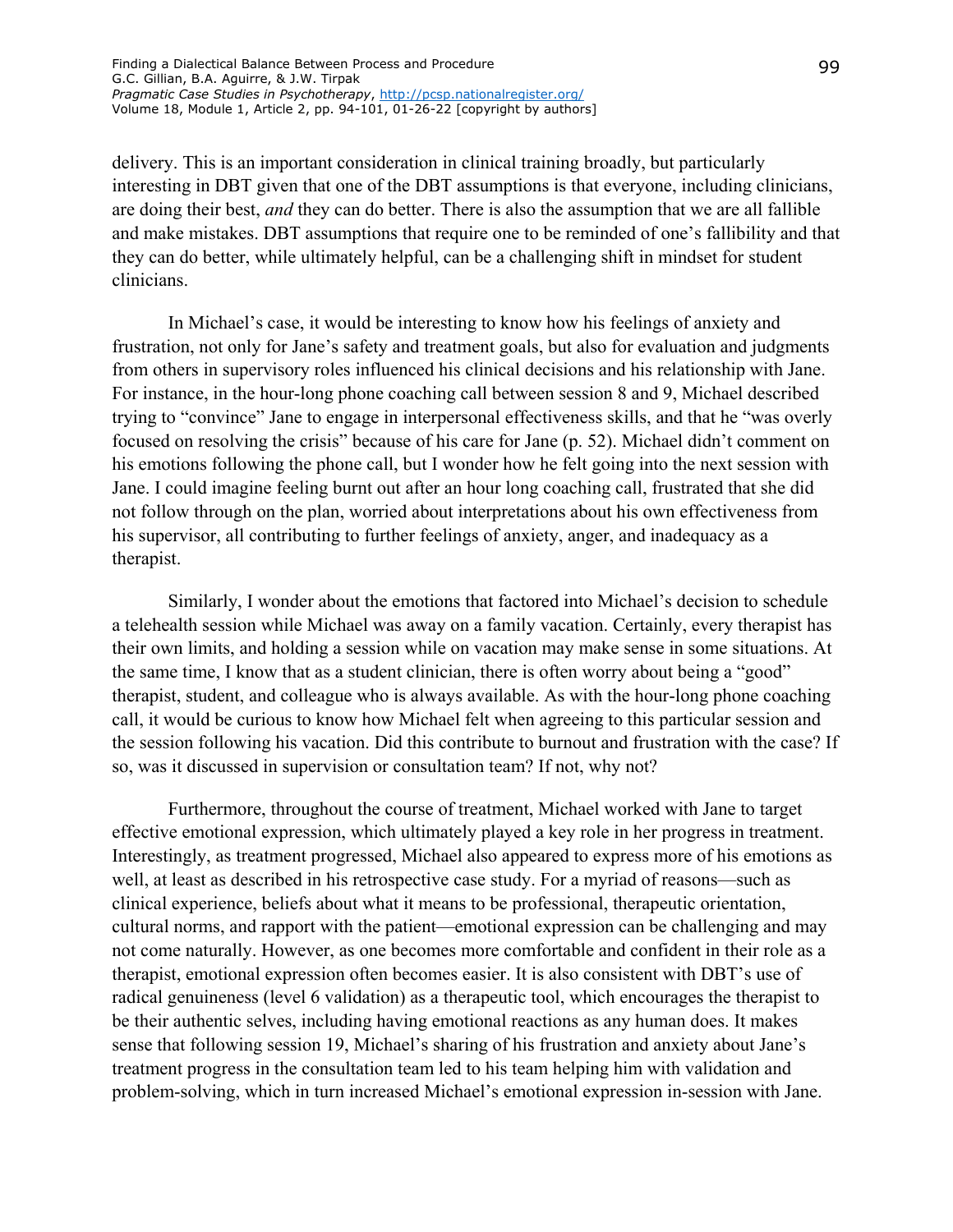delivery. This is an important consideration in clinical training broadly, but particularly interesting in DBT given that one of the DBT assumptions is that everyone, including clinicians, are doing their best, *and* they can do better. There is also the assumption that we are all fallible and make mistakes. DBT assumptions that require one to be reminded of one's fallibility and that they can do better, while ultimately helpful, can be a challenging shift in mindset for student clinicians.

In Michael's case, it would be interesting to know how his feelings of anxiety and frustration, not only for Jane's safety and treatment goals, but also for evaluation and judgments from others in supervisory roles influenced his clinical decisions and his relationship with Jane. For instance, in the hour-long phone coaching call between session 8 and 9, Michael described trying to "convince" Jane to engage in interpersonal effectiveness skills, and that he "was overly focused on resolving the crisis" because of his care for Jane (p. 52). Michael didn't comment on his emotions following the phone call, but I wonder how he felt going into the next session with Jane. I could imagine feeling burnt out after an hour long coaching call, frustrated that she did not follow through on the plan, worried about interpretations about his own effectiveness from his supervisor, all contributing to further feelings of anxiety, anger, and inadequacy as a therapist.

Similarly, I wonder about the emotions that factored into Michael's decision to schedule a telehealth session while Michael was away on a family vacation. Certainly, every therapist has their own limits, and holding a session while on vacation may make sense in some situations. At the same time, I know that as a student clinician, there is often worry about being a "good" therapist, student, and colleague who is always available. As with the hour-long phone coaching call, it would be curious to know how Michael felt when agreeing to this particular session and the session following his vacation. Did this contribute to burnout and frustration with the case? If so, was it discussed in supervision or consultation team? If not, why not?

Furthermore, throughout the course of treatment, Michael worked with Jane to target effective emotional expression, which ultimately played a key role in her progress in treatment. Interestingly, as treatment progressed, Michael also appeared to express more of his emotions as well, at least as described in his retrospective case study. For a myriad of reasons—such as clinical experience, beliefs about what it means to be professional, therapeutic orientation, cultural norms, and rapport with the patient—emotional expression can be challenging and may not come naturally. However, as one becomes more comfortable and confident in their role as a therapist, emotional expression often becomes easier. It is also consistent with DBT's use of radical genuineness (level 6 validation) as a therapeutic tool, which encourages the therapist to be their authentic selves, including having emotional reactions as any human does. It makes sense that following session 19, Michael's sharing of his frustration and anxiety about Jane's treatment progress in the consultation team led to his team helping him with validation and problem-solving, which in turn increased Michael's emotional expression in-session with Jane.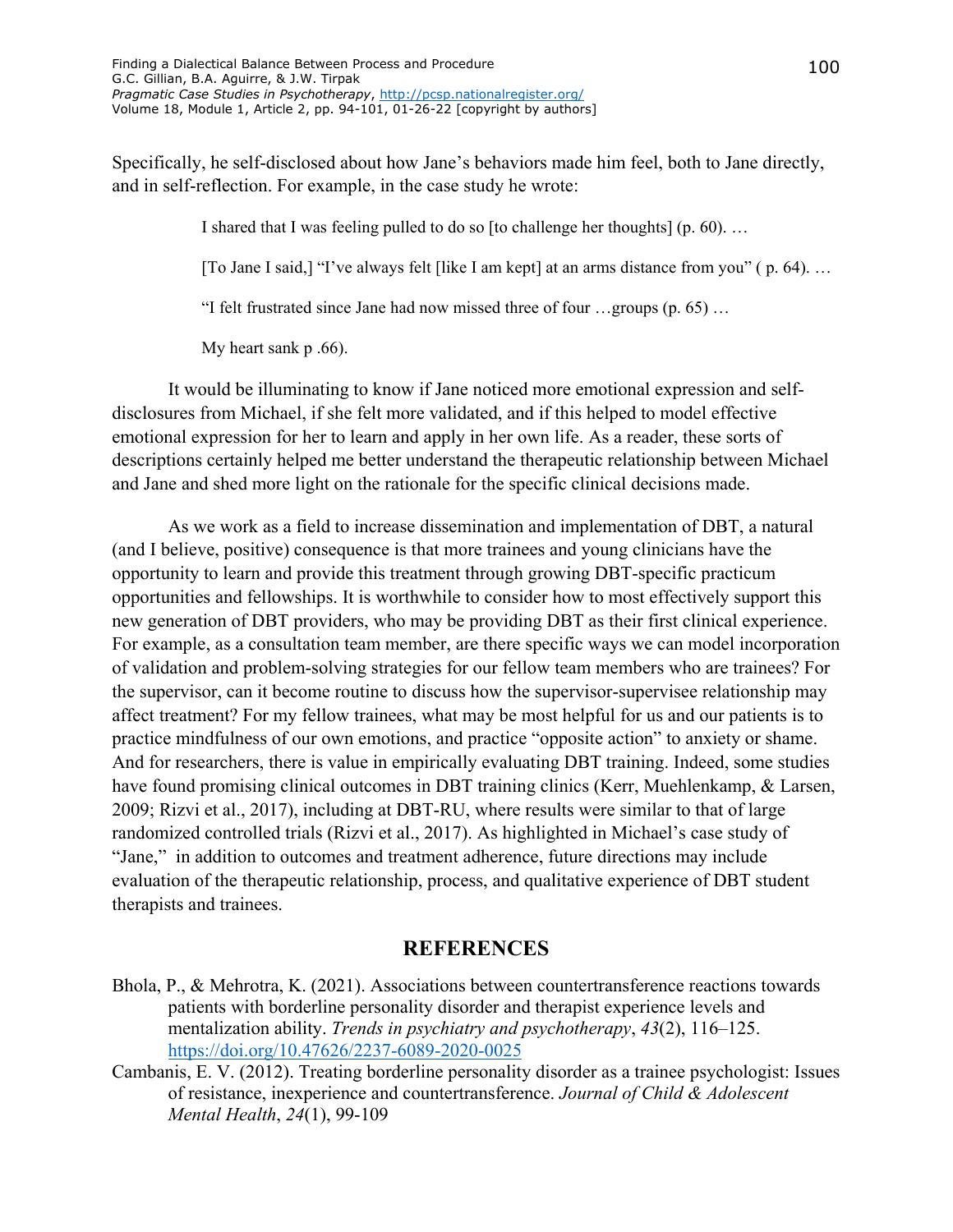Specifically, he self-disclosed about how Jane's behaviors made him feel, both to Jane directly, and in self-reflection. For example, in the case study he wrote:

> I shared that I was feeling pulled to do so [to challenge her thoughts] (p. 60). …
>
> [To Jane I said,] "I've always felt [like I am kept] at an arms distance from you" ( p. 64). …
>
> "I felt frustrated since Jane had now missed three of four …groups (p. 65) …
>
> My heart sank p .66).

It would be illuminating to know if Jane noticed more emotional expression and self-disclosures from Michael, if she felt more validated, and if this helped to model effective emotional expression for her to learn and apply in her own life. As a reader, these sorts of descriptions certainly helped me better understand the therapeutic relationship between Michael and Jane and shed more light on the rationale for the specific clinical decisions made.

As we work as a field to increase dissemination and implementation of DBT, a natural (and I believe, positive) consequence is that more trainees and young clinicians have the opportunity to learn and provide this treatment through growing DBT-specific practicum opportunities and fellowships. It is worthwhile to consider how to most effectively support this new generation of DBT providers, who may be providing DBT as their first clinical experience. For example, as a consultation team member, are there specific ways we can model incorporation of validation and problem-solving strategies for our fellow team members who are trainees? For the supervisor, can it become routine to discuss how the supervisor-supervisee relationship may affect treatment? For my fellow trainees, what may be most helpful for us and our patients is to practice mindfulness of our own emotions, and practice "opposite action" to anxiety or shame. And for researchers, there is value in empirically evaluating DBT training. Indeed, some studies have found promising clinical outcomes in DBT training clinics (Kerr, Muehlenkamp, & Larsen, 2009; Rizvi et al., 2017), including at DBT-RU, where results were similar to that of large randomized controlled trials (Rizvi et al., 2017). As highlighted in Michael's case study of "Jane," in addition to outcomes and treatment adherence, future directions may include evaluation of the therapeutic relationship, process, and qualitative experience of DBT student therapists and trainees.

## REFERENCES

Bhola, P., & Mehrotra, K. (2021). Associations between countertransference reactions towards patients with borderline personality disorder and therapist experience levels and mentalization ability. *Trends in psychiatry and psychotherapy*, *43*(2), 116–125. https://doi.org/10.47626/2237-6089-2020-0025

Cambanis, E. V. (2012). Treating borderline personality disorder as a trainee psychologist: Issues of resistance, inexperience and countertransference. *Journal of Child & Adolescent Mental Health*, *24*(1), 99-109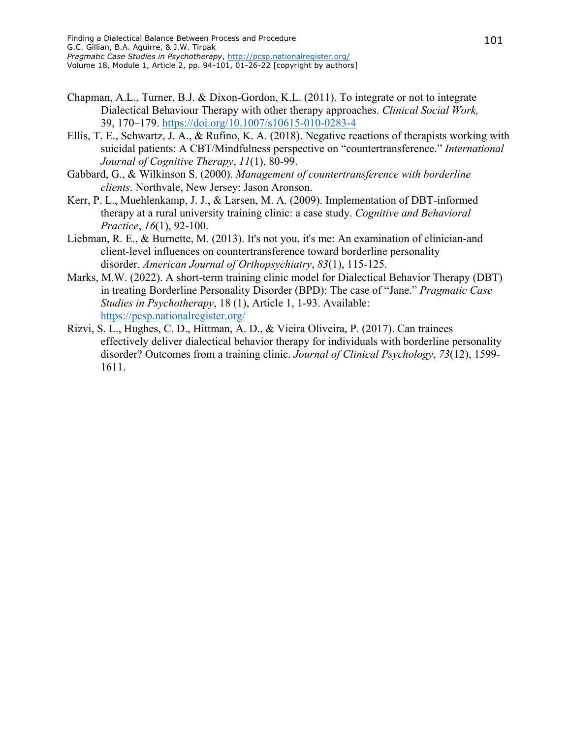Chapman, A.L., Turner, B.J. & Dixon-Gordon, K.L. (2011). To integrate or not to integrate Dialectical Behaviour Therapy with other therapy approaches. *Clinical Social Work,* 39, 170–179. https://doi.org/10.1007/s10615-010-0283-4

Ellis, T. E., Schwartz, J. A., & Rufino, K. A. (2018). Negative reactions of therapists working with suicidal patients: A CBT/Mindfulness perspective on "countertransference." *International Journal of Cognitive Therapy*, *11*(1), 80-99.

Gabbard, G., & Wilkinson S. (2000). *Management of countertransference with borderline clients*. Northvale, New Jersey: Jason Aronson.

Kerr, P. L., Muehlenkamp, J. J., & Larsen, M. A. (2009). Implementation of DBT-informed therapy at a rural university training clinic: a case study. *Cognitive and Behavioral Practice*, *16*(1), 92-100.

Liebman, R. E., & Burnette, M. (2013). It's not you, it's me: An examination of clinician-and client-level influences on countertransference toward borderline personality disorder. *American Journal of Orthopsychiatry*, *83*(1), 115-125.

Marks, M.W. (2022). A short-term training clinic model for Dialectical Behavior Therapy (DBT) in treating Borderline Personality Disorder (BPD): The case of "Jane." *Pragmatic Case Studies in Psychotherapy*, 18 (1), Article 1, 1-93. Available: https://pcsp.nationalregister.org/

Rizvi, S. L., Hughes, C. D., Hittman, A. D., & Vieira Oliveira, P. (2017). Can trainees effectively deliver dialectical behavior therapy for individuals with borderline personality disorder? Outcomes from a training clinic. *Journal of Clinical Psychology*, *73*(12), 1599-1611.